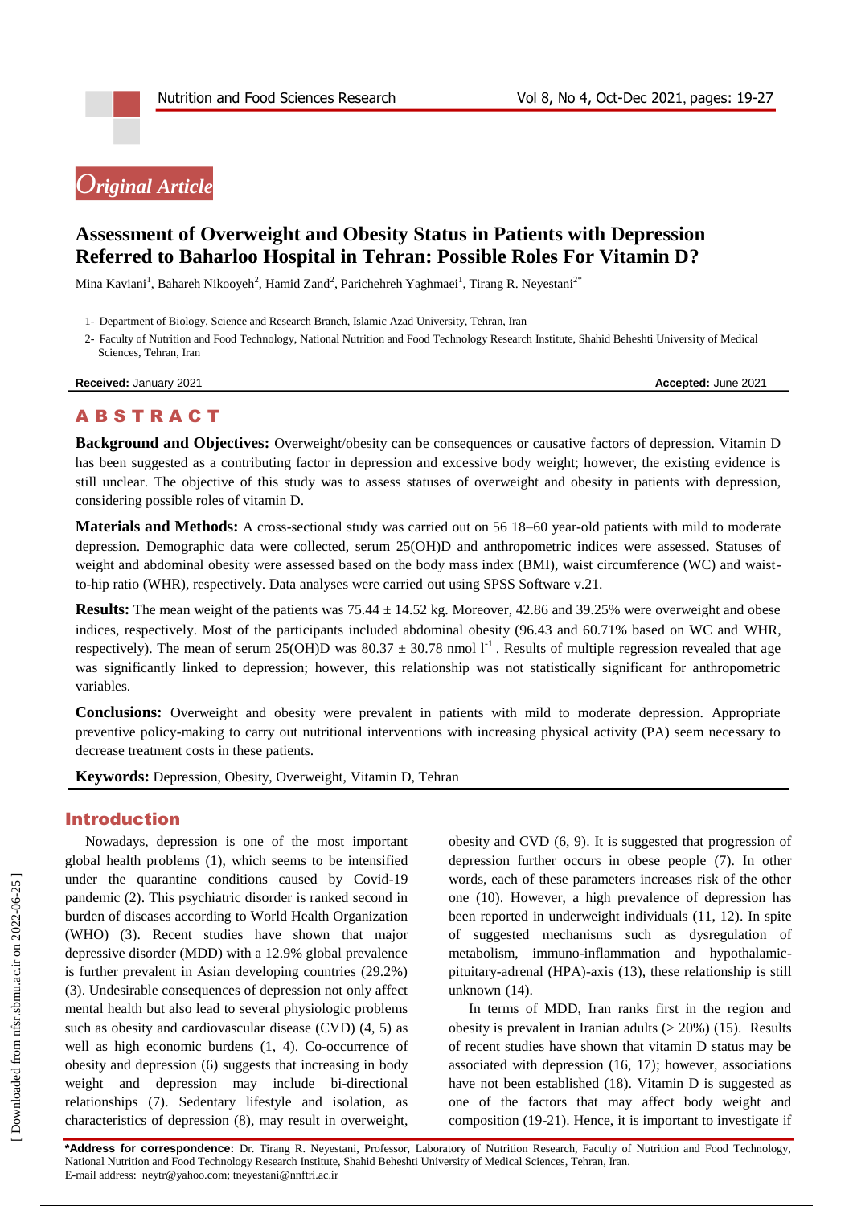*Original Article*

# Assessment of Overweight and Obesity Status in Patients with Depression Referred to Baharloo Hospital in Tehran: Possible Roles For Vitamin D?

Mina Kaviani[1], Bahareh Nikooyeh[2], Hamid Zand[2], Parichehreh Yaghmaei[1], Tirang R. Neyestani[2*]

1- Department of Biology, Science and Research Branch, Islamic Azad University, Tehran, Iran

2- Faculty of Nutrition and Food Technology, National Nutrition and Food Technology Research Institute, Shahid Beheshti University of Medical Sciences, Tehran, Iran

**Received:** January 2021 **Accepted:** June 2021

## ABSTRACT

**Background and Objectives:** Overweight/obesity can be consequences or causative factors of depression. Vitamin D has been suggested as a contributing factor in depression and excessive body weight; however, the existing evidence is still unclear. The objective of this study was to assess statuses of overweight and obesity in patients with depression, considering possible roles of vitamin D.

**Materials and Methods:** A cross-sectional study was carried out on 56 18–60 year-old patients with mild to moderate depression. Demographic data were collected, serum 25(OH)D and anthropometric indices were assessed. Statuses of weight and abdominal obesity were assessed based on the body mass index (BMI), waist circumference (WC) and waist-to-hip ratio (WHR), respectively. Data analyses were carried out using SPSS Software v.21.

**Results:** The mean weight of the patients was 75.44 ± 14.52 kg. Moreover, 42.86 and 39.25% were overweight and obese indices, respectively. Most of the participants included abdominal obesity (96.43 and 60.71% based on WC and WHR, respectively). The mean of serum 25(OH)D was 80.37 ± 30.78 nmol $l^{-1}$ . Results of multiple regression revealed that age was significantly linked to depression; however, this relationship was not statistically significant for anthropometric variables.

**Conclusions:** Overweight and obesity were prevalent in patients with mild to moderate depression. Appropriate preventive policy-making to carry out nutritional interventions with increasing physical activity (PA) seem necessary to decrease treatment costs in these patients.

**Keywords:** Depression, Obesity, Overweight, Vitamin D, Tehran

## Introduction

Nowadays, depression is one of the most important global health problems (1), which seems to be intensified under the quarantine conditions caused by Covid-19 pandemic (2). This psychiatric disorder is ranked second in burden of diseases according to World Health Organization (WHO) (3). Recent studies have shown that major depressive disorder (MDD) with a 12.9% global prevalence is further prevalent in Asian developing countries (29.2%) (3). Undesirable consequences of depression not only affect mental health but also lead to several physiologic problems such as obesity and cardiovascular disease (CVD) (4, 5) as well as high economic burdens (1, 4). Co-occurrence of obesity and depression (6) suggests that increasing in body weight and depression may include bi-directional relationships (7). Sedentary lifestyle and isolation, as characteristics of depression (8), may result in overweight, obesity and CVD (6, 9). It is suggested that progression of depression further occurs in obese people (7). In other words, each of these parameters increases risk of the other one (10). However, a high prevalence of depression has been reported in underweight individuals (11, 12). In spite of suggested mechanisms such as dysregulation of metabolism, immuno-inflammation and hypothalamic-pituitary-adrenal (HPA)-axis (13), these relationship is still unknown (14).

In terms of MDD, Iran ranks first in the region and obesity is prevalent in Iranian adults (> 20%) (15). Results of recent studies have shown that vitamin D status may be associated with depression (16, 17); however, associations have not been established (18). Vitamin D is suggested as one of the factors that may affect body weight and composition (19-21). Hence, it is important to investigate if

**\*Address for correspondence:** Dr. Tirang R. Neyestani, Professor, Laboratory of Nutrition Research, Faculty of Nutrition and Food Technology, National Nutrition and Food Technology Research Institute, Shahid Beheshti University of Medical Sciences, Tehran, Iran.
E-mail address: neytr@yahoo.com; tneyestani@nnftri.ac.ir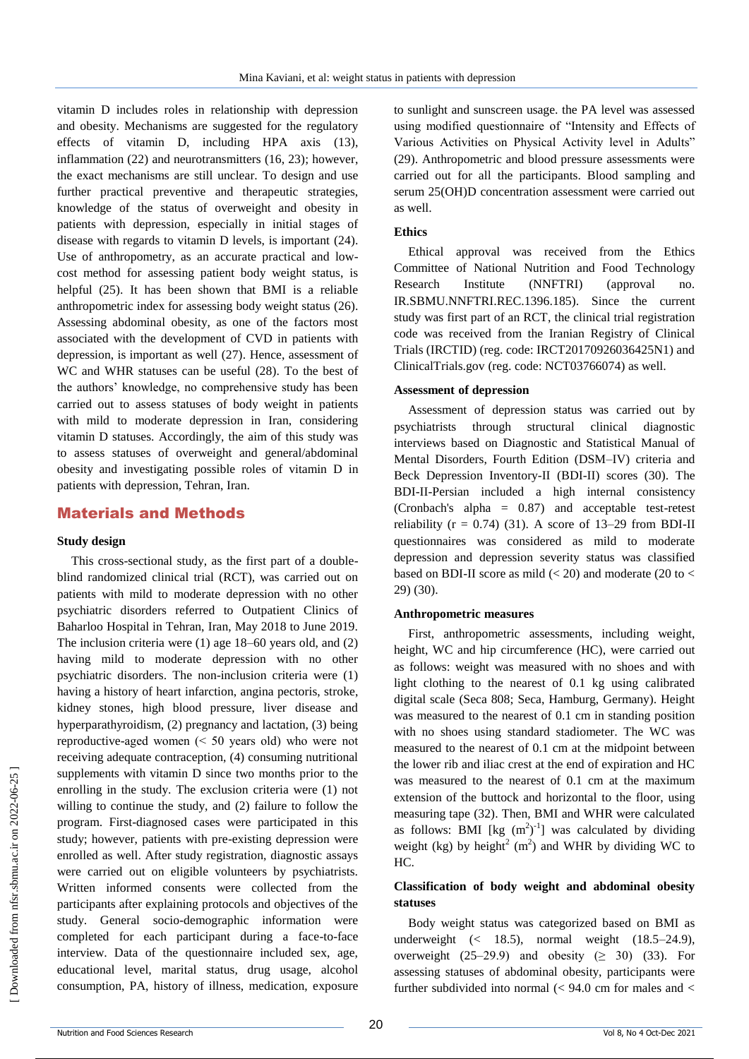vitamin D includes roles in relationship with depression and obesity. Mechanisms are suggested for the regulatory effects of vitamin D, including HPA axis (13), inflammation (22) and neurotransmitters (16, 23); however, the exact mechanisms are still unclear. To design and use further practical preventive and therapeutic strategies, knowledge of the status of overweight and obesity in patients with depression, especially in initial stages of disease with regards to vitamin D levels, is important (24). Use of anthropometry, as an accurate practical and low-cost method for assessing patient body weight status, is helpful (25). It has been shown that BMI is a reliable anthropometric index for assessing body weight status (26). Assessing abdominal obesity, as one of the factors most associated with the development of CVD in patients with depression, is important as well (27). Hence, assessment of WC and WHR statuses can be useful (28). To the best of the authors' knowledge, no comprehensive study has been carried out to assess statuses of body weight in patients with mild to moderate depression in Iran, considering vitamin D statuses. Accordingly, the aim of this study was to assess statuses of overweight and general/abdominal obesity and investigating possible roles of vitamin D in patients with depression, Tehran, Iran.

## Materials and Methods

### Study design

This cross-sectional study, as the first part of a double-blind randomized clinical trial (RCT), was carried out on patients with mild to moderate depression with no other psychiatric disorders referred to Outpatient Clinics of Baharloo Hospital in Tehran, Iran, May 2018 to June 2019. The inclusion criteria were (1) age 18–60 years old, and (2) having mild to moderate depression with no other psychiatric disorders. The non-inclusion criteria were (1) having a history of heart infarction, angina pectoris, stroke, kidney stones, high blood pressure, liver disease and hyperparathyroidism, (2) pregnancy and lactation, (3) being reproductive-aged women (< 50 years old) who were not receiving adequate contraception, (4) consuming nutritional supplements with vitamin D since two months prior to the enrolling in the study. The exclusion criteria were (1) not willing to continue the study, and (2) failure to follow the program. First-diagnosed cases were participated in this study; however, patients with pre-existing depression were enrolled as well. After study registration, diagnostic assays were carried out on eligible volunteers by psychiatrists. Written informed consents were collected from the participants after explaining protocols and objectives of the study. General socio-demographic information were completed for each participant during a face-to-face interview. Data of the questionnaire included sex, age, educational level, marital status, drug usage, alcohol consumption, PA, history of illness, medication, exposure to sunlight and sunscreen usage. the PA level was assessed using modified questionnaire of "Intensity and Effects of Various Activities on Physical Activity level in Adults" (29). Anthropometric and blood pressure assessments were carried out for all the participants. Blood sampling and serum 25(OH)D concentration assessment were carried out as well.

### Ethics

Ethical approval was received from the Ethics Committee of National Nutrition and Food Technology Research Institute (NNFTRI) (approval no. IR.SBMU.NNFTRI.REC.1396.185). Since the current study was first part of an RCT, the clinical trial registration code was received from the Iranian Registry of Clinical Trials (IRCTID) (reg. code: IRCT20170926036425N1) and ClinicalTrials.gov (reg. code: NCT03766074) as well.

### Assessment of depression

Assessment of depression status was carried out by psychiatrists through structural clinical diagnostic interviews based on Diagnostic and Statistical Manual of Mental Disorders, Fourth Edition (DSM–IV) criteria and Beck Depression Inventory-II (BDI-II) scores (30). The BDI-II-Persian included a high internal consistency (Cronbach's alpha = 0.87) and acceptable test-retest reliability ($r = 0.74$) (31). A score of 13–29 from BDI-II questionnaires was considered as mild to moderate depression and depression severity status was classified based on BDI-II score as mild (< 20) and moderate (20 to < 29) (30).

### Anthropometric measures

First, anthropometric assessments, including weight, height, WC and hip circumference (HC), were carried out as follows: weight was measured with no shoes and with light clothing to the nearest of 0.1 kg using calibrated digital scale (Seca 808; Seca, Hamburg, Germany). Height was measured to the nearest of 0.1 cm in standing position with no shoes using standard stadiometer. The WC was measured to the nearest of 0.1 cm at the midpoint between the lower rib and iliac crest at the end of expiration and HC was measured to the nearest of 0.1 cm at the maximum extension of the buttock and horizontal to the floor, using measuring tape (32). Then, BMI and WHR were calculated as follows: BMI [kg $(m^2)^{-1}$] was calculated by dividing weight (kg) by height$^2$ ($m^2$) and WHR by dividing WC to HC.

### Classification of body weight and abdominal obesity statuses

Body weight status was categorized based on BMI as underweight (< 18.5), normal weight (18.5–24.9), overweight (25–29.9) and obesity (≥ 30) (33). For assessing statuses of abdominal obesity, participants were further subdivided into normal (< 94.0 cm for males and <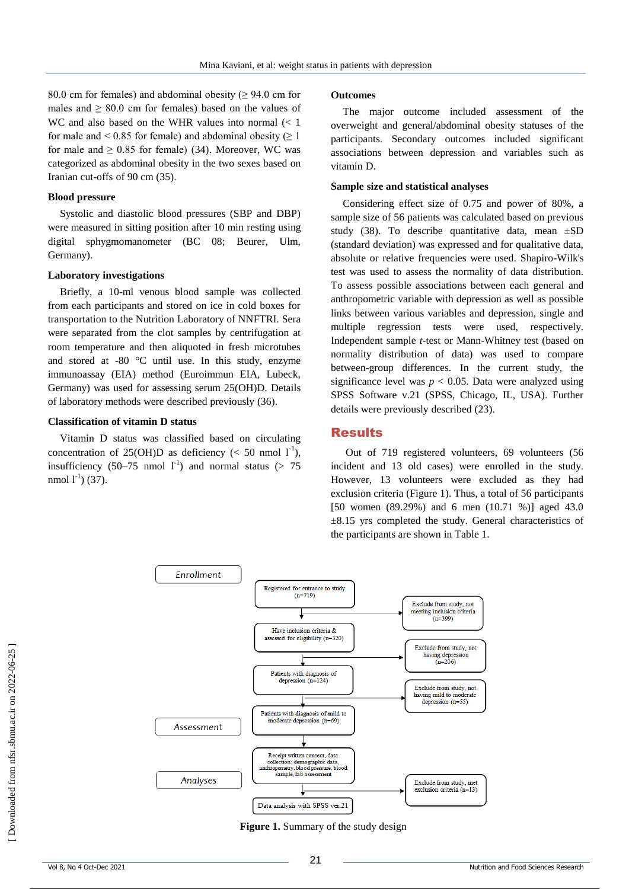80.0 cm for females) and abdominal obesity (≥ 94.0 cm for males and ≥ 80.0 cm for females) based on the values of WC and also based on the WHR values into normal (< 1 for male and < 0.85 for female) and abdominal obesity (≥ 1 for male and ≥ 0.85 for female) (34). Moreover, WC was categorized as abdominal obesity in the two sexes based on Iranian cut-offs of 90 cm (35).

### Blood pressure

Systolic and diastolic blood pressures (SBP and DBP) were measured in sitting position after 10 min resting using digital sphygmomanometer (BC 08; Beurer, Ulm, Germany).

### Laboratory investigations

Briefly, a 10-ml venous blood sample was collected from each participants and stored on ice in cold boxes for transportation to the Nutrition Laboratory of NNFTRI. Sera were separated from the clot samples by centrifugation at room temperature and then aliquoted in fresh microtubes and stored at -80 °C until use. In this study, enzyme immunoassay (EIA) method (Euroimmun EIA, Lubeck, Germany) was used for assessing serum 25(OH)D. Details of laboratory methods were described previously (36).

### Classification of vitamin D status

Vitamin D status was classified based on circulating concentration of 25(OH)D as deficiency (< 50 nmol $l^{-1}$), insufficiency (50–75 nmol $l^{-1}$) and normal status (> 75 nmol $l^{-1}$) (37).

### Outcomes

The major outcome included assessment of the overweight and general/abdominal obesity statuses of the participants. Secondary outcomes included significant associations between depression and variables such as vitamin D.

### Sample size and statistical analyses

Considering effect size of 0.75 and power of 80%, a sample size of 56 patients was calculated based on previous study (38). To describe quantitative data, mean ±SD (standard deviation) was expressed and for qualitative data, absolute or relative frequencies were used. Shapiro-Wilk's test was used to assess the normality of data distribution. To assess possible associations between each general and anthropometric variable with depression as well as possible links between various variables and depression, single and multiple regression tests were used, respectively. Independent sample *t*-test or Mann-Whitney test (based on normality distribution of data) was used to compare between-group differences. In the current study, the significance level was $p < 0.05$. Data were analyzed using SPSS Software v.21 (SPSS, Chicago, IL, USA). Further details were previously described (23).

## Results

Out of 719 registered volunteers, 69 volunteers (56 incident and 13 old cases) were enrolled in the study. However, 13 volunteers were excluded as they had exclusion criteria (Figure 1). Thus, a total of 56 participants [50 women (89.29%) and 6 men (10.71 %)] aged 43.0 ±8.15 yrs completed the study. General characteristics of the participants are shown in Table 1.

Enrollment

Registered for entrance to study (n=719)

Exclude from study, not meeting inclusion criteria (n=399)

Have inclusion criteria & assessed for eligibility (n=320)

Exclude from study, not having depression (n=206)

Patients with diagnosis of depression (n=124)

Exclude from study, not having mild to moderate depression (n=55)

Assessment

Patients with diagnosis of mild to moderate depression (n=69)

Receipt written consent, data collection: demographic data, anthropometry, blood pressure, blood sample, lab assessment

Analyses

Exclude from study, met exclusion criteria (n=13)

Data analysis with SPSS ver.21

**Figure 1.** Summary of the study design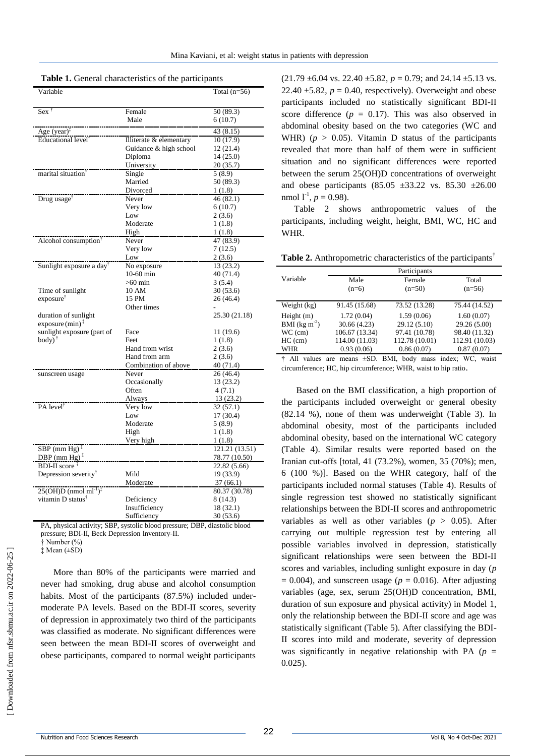**Table 1.** General characteristics of the participants

| Variable | | Total (n=56) |
|---|---|---|
| Sex † | Female | 50 (89.3) |
| | Male | 6 (10.7) |
| Age (year)‡ | | 43 (8.15) |
| Educational level† | Illiterate & elementary | 10 (17.9) |
| | Guidance & high school | 12 (21.4) |
| | Diploma | 14 (25.0) |
| | University | 20 (35.7) |
| marital situation† | Single | 5 (8.9) |
| | Married | 50 (89.3) |
| | Divorced | 1 (1.8) |
| Drug usage† | Never | 46 (82.1) |
| | Very low | 6 (10.7) |
| | Low | 2 (3.6) |
| | Moderate | 1 (1.8) |
| | High | 1 (1.8) |
| Alcohol consumption† | Never | 47 (83.9) |
| | Very low | 7 (12.5) |
| | Low | 2 (3.6) |
| Sunlight exposure a day† | No exposure | 13 (23.2) |
| | 10-60 min | 40 (71.4) |
| | >60 min | 3 (5.4) |
| Time of sunlight exposure† | 10 AM | 30 (53.6) |
| | 15 PM | 26 (46.4) |
| | Other times | - |
| duration of sunlight exposure (min)‡ | | 25.30 (21.18) |
| sunlight exposure (part of body)† | Face | 11 (19.6) |
| | Feet | 1 (1.8) |
| | Hand from wrist | 2 (3.6) |
| | Hand from arm | 2 (3.6) |
| | Combination of above | 40 (71.4) |
| sunscreen usage | Never | 26 (46.4) |
| | Occasionally | 13 (23.2) |
| | Often | 4 (7.1) |
| | Always | 13 (23.2) |
| PA level† | Very low | 32 (57.1) |
| | Low | 17 (30.4) |
| | Moderate | 5 (8.9) |
| | High | 1 (1.8) |
| | Very high | 1 (1.8) |
| SBP (mm Hg)‡ | | 121.21 (13.51) |
| DBP (mm Hg)‡ | | 78.77 (10.50) |
| BDI-II score‡ | | 22.82 (5.66) |
| Depression severity† | Mild | 19 (33.9) |
| | Moderate | 37 (66.1) |
| 25(OH)D (nmol ml$^{-1}$)‡ | | 80.37 (30.78) |
| vitamin D status† | Deficiency | 8 (14.3) |
| | Insufficiency | 18 (32.1) |
| | Sufficiency | 30 (53.6) |

PA, physical activity; SBP, systolic blood pressure; DBP, diastolic blood pressure; BDI-II, Beck Depression Inventory-II.
† Number (%)
‡ Mean (±SD)

More than 80% of the participants were married and never had smoking, drug abuse and alcohol consumption habits. Most of the participants (87.5%) included under-moderate PA levels. Based on the BDI-II scores, severity of depression in approximately two third of the participants was classified as moderate. No significant differences were seen between the mean BDI-II scores of overweight and obese participants, compared to normal weight participants (21.79 ±6.04 vs. 22.40 ±5.82, $p = 0.79$; and 24.14 ±5.13 vs. 22.40 ±5.82, $p = 0.40$, respectively). Overweight and obese participants included no statistically significant BDI-II score difference ($p = 0.17$). This was also observed in abdominal obesity based on the two categories (WC and WHR) ($p > 0.05$). Vitamin D status of the participants revealed that more than half of them were in sufficient situation and no significant differences were reported between the serum 25(OH)D concentrations of overweight and obese participants (85.05 ±33.22 vs. 85.30 ±26.00 nmol l$^{-1}$, $p = 0.98$).

Table 2 shows anthropometric values of the participants, including weight, height, BMI, WC, HC and WHR.

**Table 2.** Anthropometric characteristics of the participants†

| Variable | Participants | | |
|---|---|---|---|
| | Male (n=6) | Female (n=50) | Total (n=56) |
| Weight (kg) | 91.45 (15.68) | 73.52 (13.28) | 75.44 (14.52) |
| Height (m) | 1.72 (0.04) | 1.59 (0.06) | 1.60 (0.07) |
| BMI (kg m$^{-2}$) | 30.66 (4.23) | 29.12 (5.10) | 29.26 (5.00) |
| WC (cm) | 106.67 (13.34) | 97.41 (10.78) | 98.40 (11.32) |
| HC (cm) | 114.00 (11.03) | 112.78 (10.01) | 112.91 (10.03) |
| WHR | 0.93 (0.06) | 0.86 (0.07) | 0.87 (0.07) |

† All values are means ±SD. BMI, body mass index; WC, waist circumference; HC, hip circumference; WHR, waist to hip ratio.

Based on the BMI classification, a high proportion of the participants included overweight or general obesity (82.14 %), none of them was underweight (Table 3). In abdominal obesity, most of the participants included abdominal obesity, based on the international WC category (Table 4). Similar results were reported based on the Iranian cut-offs [total, 41 (73.2%), women, 35 (70%); men, 6 (100 %)]. Based on the WHR category, half of the participants included normal statuses (Table 4). Results of single regression test showed no statistically significant relationships between the BDI-II scores and anthropometric variables as well as other variables ($p > 0.05$). After carrying out multiple regression test by entering all possible variables involved in depression, statistically significant relationships were seen between the BDI-II scores and variables, including sunlight exposure in day ($p = 0.004$), and sunscreen usage ($p = 0.016$). After adjusting variables (age, sex, serum 25(OH)D concentration, BMI, duration of sun exposure and physical activity) in Model 1, only the relationship between the BDI-II score and age was statistically significant (Table 5). After classifying the BDI-II scores into mild and moderate, severity of depression was significantly in negative relationship with PA ($p = 0.025$).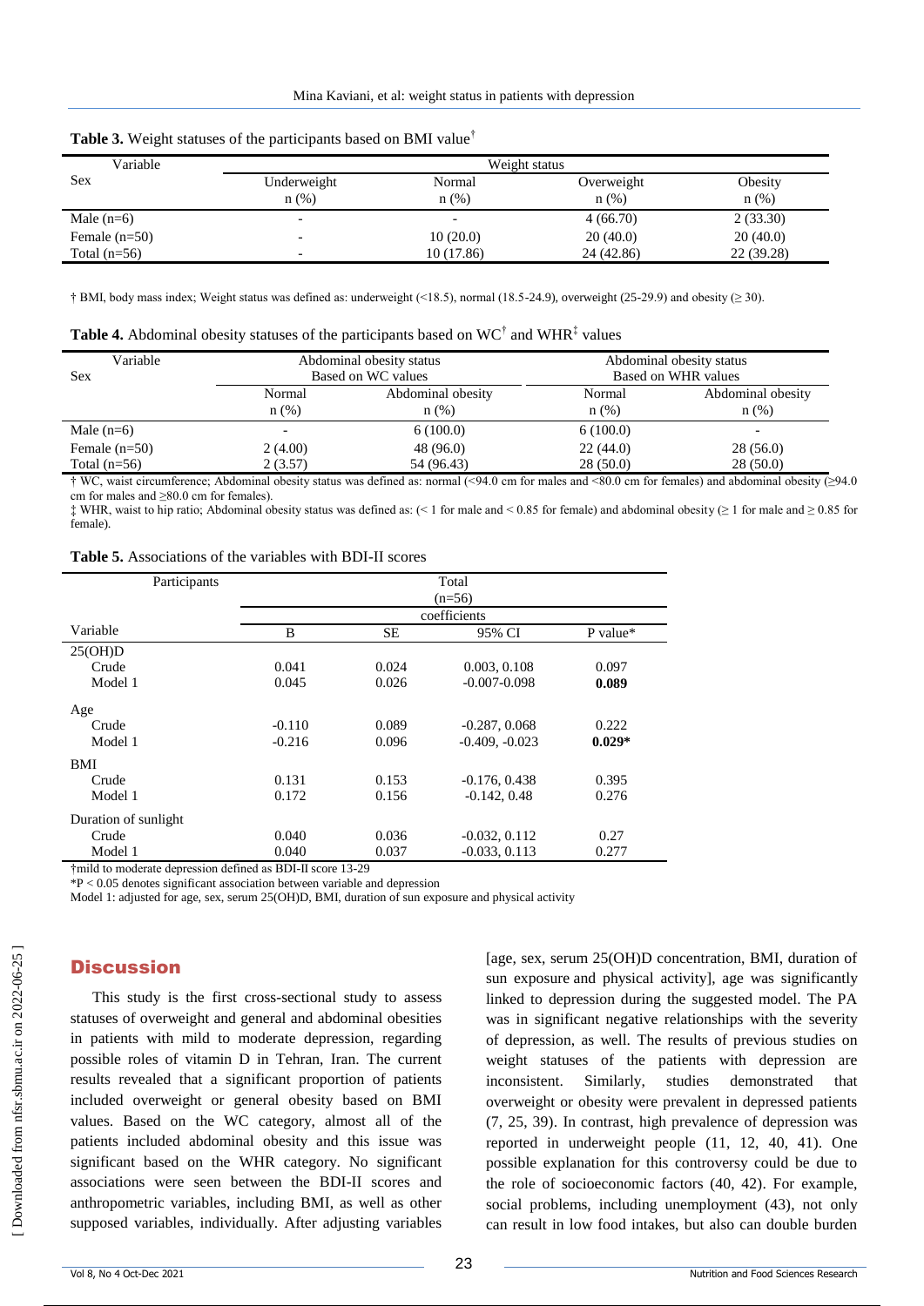**Table 3.** Weight statuses of the participants based on BMI value†

| Variable Sex | Weight status | | | |
|---|---|---|---|---|
| | Underweight n (%) | Normal n (%) | Overweight n (%) | Obesity n (%) |
| Male (n=6) | - | - | 4 (66.70) | 2 (33.30) |
| Female (n=50) | - | 10 (20.0) | 20 (40.0) | 20 (40.0) |
| Total (n=56) | - | 10 (17.86) | 24 (42.86) | 22 (39.28) |

† BMI, body mass index; Weight status was defined as: underweight (<18.5), normal (18.5-24.9), overweight (25-29.9) and obesity (≥ 30).

**Table 4.** Abdominal obesity statuses of the participants based on WC† and WHR‡ values

| Variable Sex | Abdominal obesity status Based on WC values | | Abdominal obesity status Based on WHR values | |
|---|---|---|---|---|
| | Normal n (%) | Abdominal obesity n (%) | Normal n (%) | Abdominal obesity n (%) |
| Male (n=6) | - | 6 (100.0) | 6 (100.0) | - |
| Female (n=50) | 2 (4.00) | 48 (96.0) | 22 (44.0) | 28 (56.0) |
| Total (n=56) | 2 (3.57) | 54 (96.43) | 28 (50.0) | 28 (50.0) |

† WC, waist circumference; Abdominal obesity status was defined as: normal (<94.0 cm for males and <80.0 cm for females) and abdominal obesity (≥94.0 cm for males and ≥80.0 cm for females).

‡ WHR, waist to hip ratio; Abdominal obesity status was defined as: (< 1 for male and < 0.85 for female) and abdominal obesity (≥ 1 for male and ≥ 0.85 for female).

**Table 5.** Associations of the variables with BDI-II scores

| Participants | Total (n=56) | | | |
|---|---|---|---|---|
| | coefficients | | | |
| Variable | B | SE | 95% CI | P value* |
| 25(OH)D | | | | |
| Crude | 0.041 | 0.024 | 0.003, 0.108 | 0.097 |
| Model 1 | 0.045 | 0.026 | -0.007-0.098 | **0.089** |
| Age | | | | |
| Crude | -0.110 | 0.089 | -0.287, 0.068 | 0.222 |
| Model 1 | -0.216 | 0.096 | -0.409, -0.023 | **0.029*** |
| BMI | | | | |
| Crude | 0.131 | 0.153 | -0.176, 0.438 | 0.395 |
| Model 1 | 0.172 | 0.156 | -0.142, 0.48 | 0.276 |
| Duration of sunlight | | | | |
| Crude | 0.040 | 0.036 | -0.032, 0.112 | 0.27 |
| Model 1 | 0.040 | 0.037 | -0.033, 0.113 | 0.277 |

†mild to moderate depression defined as BDI-II score 13-29

*P < 0.05 denotes significant association between variable and depression

Model 1: adjusted for age, sex, serum 25(OH)D, BMI, duration of sun exposure and physical activity

## Discussion

This study is the first cross-sectional study to assess statuses of overweight and general and abdominal obesities in patients with mild to moderate depression, regarding possible roles of vitamin D in Tehran, Iran. The current results revealed that a significant proportion of patients included overweight or general obesity based on BMI values. Based on the WC category, almost all of the patients included abdominal obesity and this issue was significant based on the WHR category. No significant associations were seen between the BDI-II scores and anthropometric variables, including BMI, as well as other supposed variables, individually. After adjusting variables [age, sex, serum 25(OH)D concentration, BMI, duration of sun exposure and physical activity], age was significantly linked to depression during the suggested model. The PA was in significant negative relationships with the severity of depression, as well. The results of previous studies on weight statuses of the patients with depression are inconsistent. Similarly, studies demonstrated that overweight or obesity were prevalent in depressed patients (7, 25, 39). In contrast, high prevalence of depression was reported in underweight people (11, 12, 40, 41). One possible explanation for this controversy could be due to the role of socioeconomic factors (40, 42). For example, social problems, including unemployment (43), not only can result in low food intakes, but also can double burden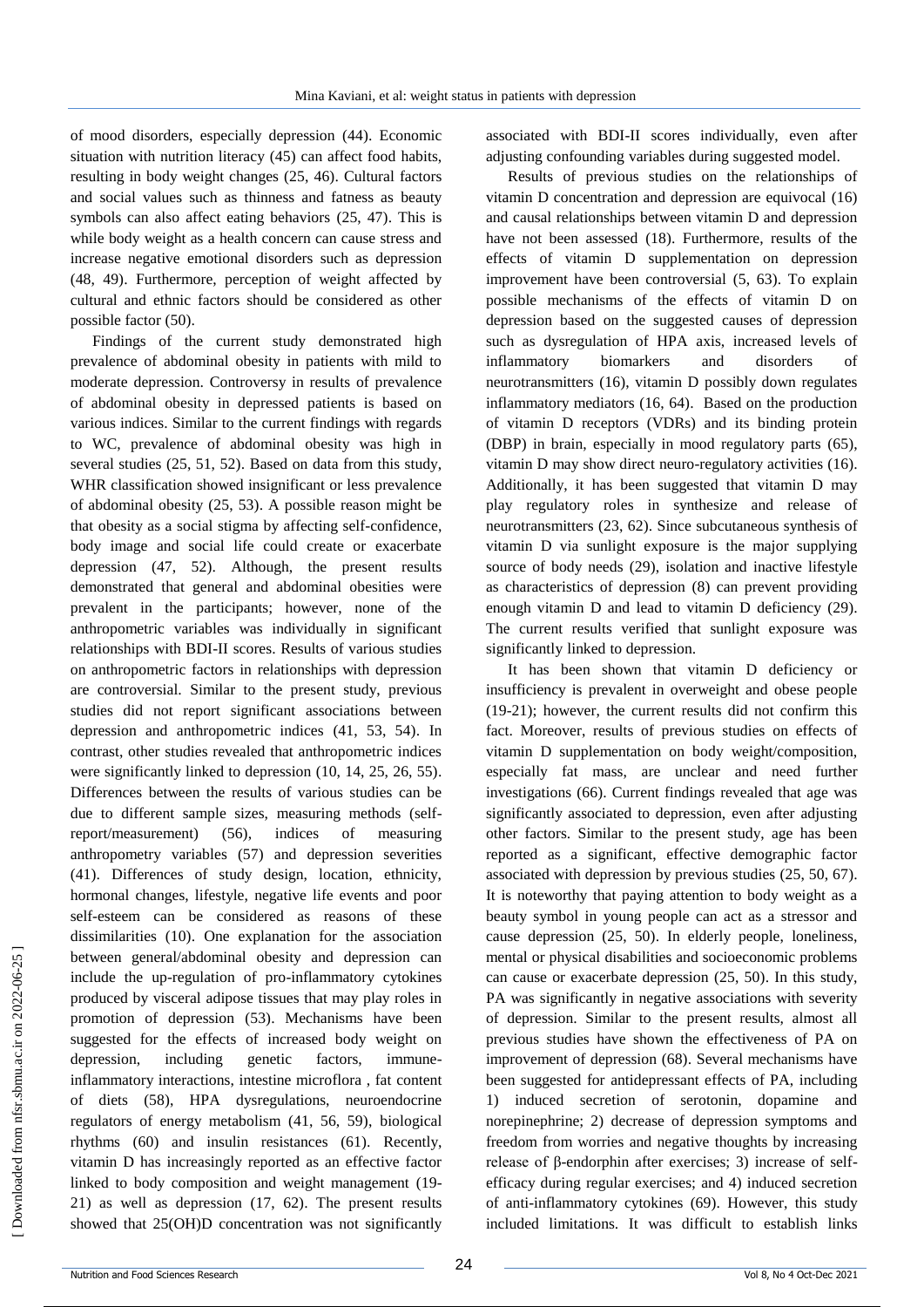of mood disorders, especially depression (44). Economic situation with nutrition literacy (45) can affect food habits, resulting in body weight changes (25, 46). Cultural factors and social values such as thinness and fatness as beauty symbols can also affect eating behaviors (25, 47). This is while body weight as a health concern can cause stress and increase negative emotional disorders such as depression (48, 49). Furthermore, perception of weight affected by cultural and ethnic factors should be considered as other possible factor (50).

Findings of the current study demonstrated high prevalence of abdominal obesity in patients with mild to moderate depression. Controversy in results of prevalence of abdominal obesity in depressed patients is based on various indices. Similar to the current findings with regards to WC, prevalence of abdominal obesity was high in several studies (25, 51, 52). Based on data from this study, WHR classification showed insignificant or less prevalence of abdominal obesity (25, 53). A possible reason might be that obesity as a social stigma by affecting self-confidence, body image and social life could create or exacerbate depression (47, 52). Although, the present results demonstrated that general and abdominal obesities were prevalent in the participants; however, none of the anthropometric variables was individually in significant relationships with BDI-II scores. Results of various studies on anthropometric factors in relationships with depression are controversial. Similar to the present study, previous studies did not report significant associations between depression and anthropometric indices (41, 53, 54). In contrast, other studies revealed that anthropometric indices were significantly linked to depression (10, 14, 25, 26, 55). Differences between the results of various studies can be due to different sample sizes, measuring methods (self-report/measurement) (56), indices of measuring anthropometry variables (57) and depression severities (41). Differences of study design, location, ethnicity, hormonal changes, lifestyle, negative life events and poor self-esteem can be considered as reasons of these dissimilarities (10). One explanation for the association between general/abdominal obesity and depression can include the up-regulation of pro-inflammatory cytokines produced by visceral adipose tissues that may play roles in promotion of depression (53). Mechanisms have been suggested for the effects of increased body weight on depression, including genetic factors, immune-inflammatory interactions, intestine microflora , fat content of diets (58), HPA dysregulations, neuroendocrine regulators of energy metabolism (41, 56, 59), biological rhythms (60) and insulin resistances (61). Recently, vitamin D has increasingly reported as an effective factor linked to body composition and weight management (19-21) as well as depression (17, 62). The present results showed that 25(OH)D concentration was not significantly associated with BDI-II scores individually, even after adjusting confounding variables during suggested model.

Results of previous studies on the relationships of vitamin D concentration and depression are equivocal (16) and causal relationships between vitamin D and depression have not been assessed (18). Furthermore, results of the effects of vitamin D supplementation on depression improvement have been controversial (5, 63). To explain possible mechanisms of the effects of vitamin D on depression based on the suggested causes of depression such as dysregulation of HPA axis, increased levels of inflammatory biomarkers and disorders of neurotransmitters (16), vitamin D possibly down regulates inflammatory mediators (16, 64). Based on the production of vitamin D receptors (VDRs) and its binding protein (DBP) in brain, especially in mood regulatory parts (65), vitamin D may show direct neuro-regulatory activities (16). Additionally, it has been suggested that vitamin D may play regulatory roles in synthesize and release of neurotransmitters (23, 62). Since subcutaneous synthesis of vitamin D via sunlight exposure is the major supplying source of body needs (29), isolation and inactive lifestyle as characteristics of depression (8) can prevent providing enough vitamin D and lead to vitamin D deficiency (29). The current results verified that sunlight exposure was significantly linked to depression.

It has been shown that vitamin D deficiency or insufficiency is prevalent in overweight and obese people (19-21); however, the current results did not confirm this fact. Moreover, results of previous studies on effects of vitamin D supplementation on body weight/composition, especially fat mass, are unclear and need further investigations (66). Current findings revealed that age was significantly associated to depression, even after adjusting other factors. Similar to the present study, age has been reported as a significant, effective demographic factor associated with depression by previous studies (25, 50, 67). It is noteworthy that paying attention to body weight as a beauty symbol in young people can act as a stressor and cause depression (25, 50). In elderly people, loneliness, mental or physical disabilities and socioeconomic problems can cause or exacerbate depression (25, 50). In this study, PA was significantly in negative associations with severity of depression. Similar to the present results, almost all previous studies have shown the effectiveness of PA on improvement of depression (68). Several mechanisms have been suggested for antidepressant effects of PA, including 1) induced secretion of serotonin, dopamine and norepinephrine; 2) decrease of depression symptoms and freedom from worries and negative thoughts by increasing release of β-endorphin after exercises; 3) increase of self-efficacy during regular exercises; and 4) induced secretion of anti-inflammatory cytokines (69). However, this study included limitations. It was difficult to establish links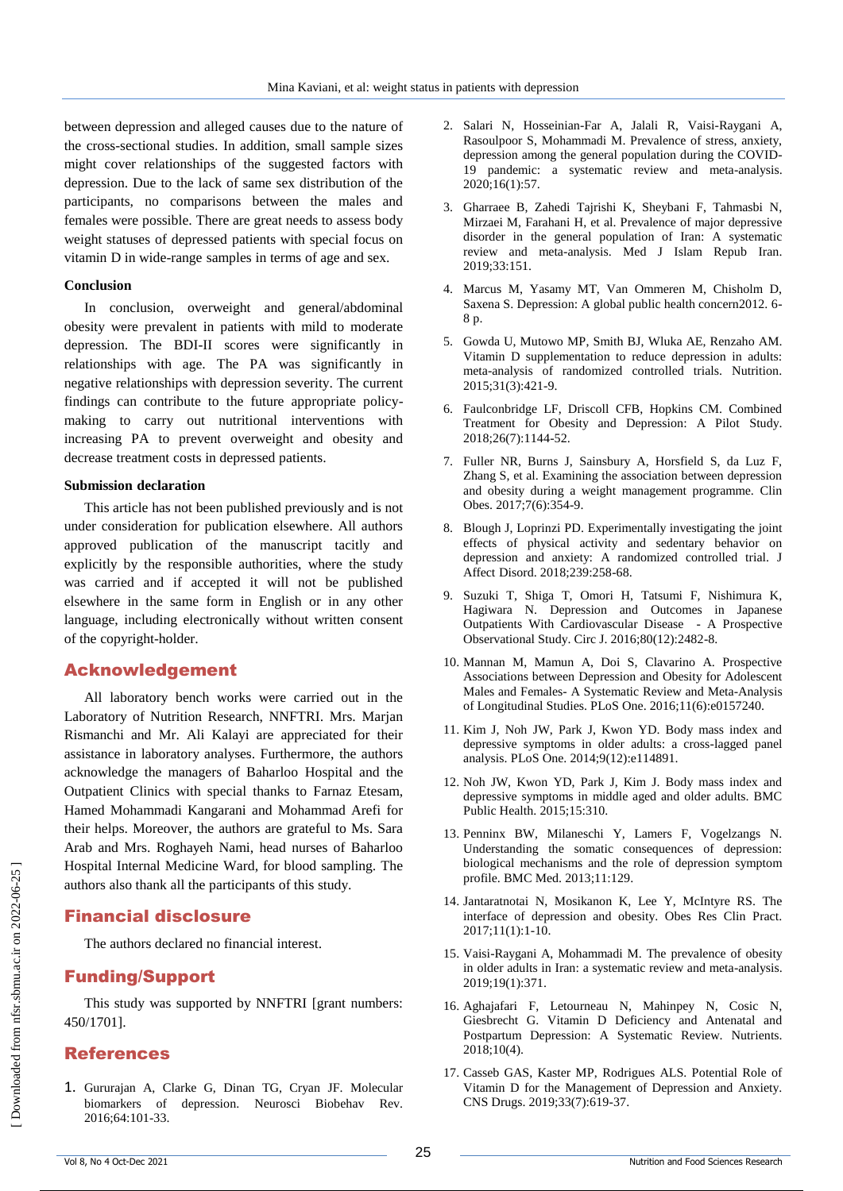between depression and alleged causes due to the nature of the cross-sectional studies. In addition, small sample sizes might cover relationships of the suggested factors with depression. Due to the lack of same sex distribution of the participants, no comparisons between the males and females were possible. There are great needs to assess body weight statuses of depressed patients with special focus on vitamin D in wide-range samples in terms of age and sex.

#### Conclusion

In conclusion, overweight and general/abdominal obesity were prevalent in patients with mild to moderate depression. The BDI-II scores were significantly in relationships with age. The PA was significantly in negative relationships with depression severity. The current findings can contribute to the future appropriate policy-making to carry out nutritional interventions with increasing PA to prevent overweight and obesity and decrease treatment costs in depressed patients.

#### Submission declaration

This article has not been published previously and is not under consideration for publication elsewhere. All authors approved publication of the manuscript tacitly and explicitly by the responsible authorities, where the study was carried and if accepted it will not be published elsewhere in the same form in English or in any other language, including electronically without written consent of the copyright-holder.

## Acknowledgement

All laboratory bench works were carried out in the Laboratory of Nutrition Research, NNFTRI. Mrs. Marjan Rismanchi and Mr. Ali Kalayi are appreciated for their assistance in laboratory analyses. Furthermore, the authors acknowledge the managers of Baharloo Hospital and the Outpatient Clinics with special thanks to Farnaz Etesam, Hamed Mohammadi Kangarani and Mohammad Arefi for their helps. Moreover, the authors are grateful to Ms. Sara Arab and Mrs. Roghayeh Nami, head nurses of Baharloo Hospital Internal Medicine Ward, for blood sampling. The authors also thank all the participants of this study.

## Financial disclosure

The authors declared no financial interest.

## Funding/Support

This study was supported by NNFTRI [grant numbers: 450/1701].

## References

1. Gururajan A, Clarke G, Dinan TG, Cryan JF. Molecular biomarkers of depression. Neurosci Biobehav Rev. 2016;64:101-33.
2. Salari N, Hosseinian-Far A, Jalali R, Vaisi-Raygani A, Rasoulpoor S, Mohammadi M. Prevalence of stress, anxiety, depression among the general population during the COVID-19 pandemic: a systematic review and meta-analysis. 2020;16(1):57.
3. Gharraee B, Zahedi Tajrishi K, Sheybani F, Tahmasbi N, Mirzaei M, Farahani H, et al. Prevalence of major depressive disorder in the general population of Iran: A systematic review and meta-analysis. Med J Islam Repub Iran. 2019;33:151.
4. Marcus M, Yasamy MT, Van Ommeren M, Chisholm D, Saxena S. Depression: A global public health concern2012. 6-8 p.
5. Gowda U, Mutowo MP, Smith BJ, Wluka AE, Renzaho AM. Vitamin D supplementation to reduce depression in adults: meta-analysis of randomized controlled trials. Nutrition. 2015;31(3):421-9.
6. Faulconbridge LF, Driscoll CFB, Hopkins CM. Combined Treatment for Obesity and Depression: A Pilot Study. 2018;26(7):1144-52.
7. Fuller NR, Burns J, Sainsbury A, Horsfield S, da Luz F, Zhang S, et al. Examining the association between depression and obesity during a weight management programme. Clin Obes. 2017;7(6):354-9.
8. Blough J, Loprinzi PD. Experimentally investigating the joint effects of physical activity and sedentary behavior on depression and anxiety: A randomized controlled trial. J Affect Disord. 2018;239:258-68.
9. Suzuki T, Shiga T, Omori H, Tatsumi F, Nishimura K, Hagiwara N. Depression and Outcomes in Japanese Outpatients With Cardiovascular Disease - A Prospective Observational Study. Circ J. 2016;80(12):2482-8.
10. Mannan M, Mamun A, Doi S, Clavarino A. Prospective Associations between Depression and Obesity for Adolescent Males and Females- A Systematic Review and Meta-Analysis of Longitudinal Studies. PLoS One. 2016;11(6):e0157240.
11. Kim J, Noh JW, Park J, Kwon YD. Body mass index and depressive symptoms in older adults: a cross-lagged panel analysis. PLoS One. 2014;9(12):e114891.
12. Noh JW, Kwon YD, Park J, Kim J. Body mass index and depressive symptoms in middle aged and older adults. BMC Public Health. 2015;15:310.
13. Penninx BW, Milaneschi Y, Lamers F, Vogelzangs N. Understanding the somatic consequences of depression: biological mechanisms and the role of depression symptom profile. BMC Med. 2013;11:129.
14. Jantaratnotai N, Mosikanon K, Lee Y, McIntyre RS. The interface of depression and obesity. Obes Res Clin Pract. 2017;11(1):1-10.
15. Vaisi-Raygani A, Mohammadi M. The prevalence of obesity in older adults in Iran: a systematic review and meta-analysis. 2019;19(1):371.
16. Aghajafari F, Letourneau N, Mahinpey N, Cosic N, Giesbrecht G. Vitamin D Deficiency and Antenatal and Postpartum Depression: A Systematic Review. Nutrients. 2018;10(4).
17. Casseb GAS, Kaster MP, Rodrigues ALS. Potential Role of Vitamin D for the Management of Depression and Anxiety. CNS Drugs. 2019;33(7):619-37.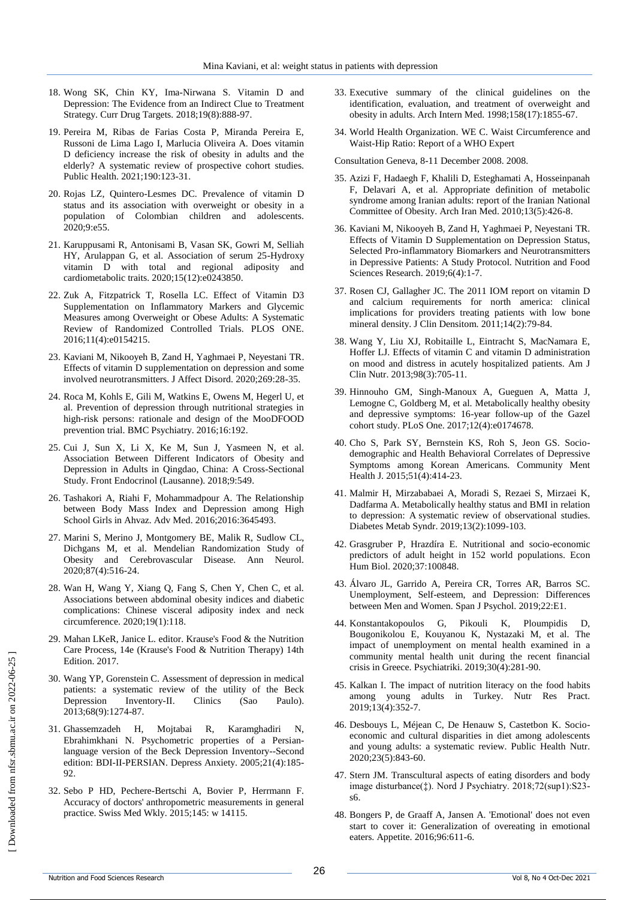18. Wong SK, Chin KY, Ima-Nirwana S. Vitamin D and Depression: The Evidence from an Indirect Clue to Treatment Strategy. Curr Drug Targets. 2018;19(8):888-97.
19. Pereira M, Ribas de Farias Costa P, Miranda Pereira E, Russoni de Lima Lago I, Marlucia Oliveira A. Does vitamin D deficiency increase the risk of obesity in adults and the elderly? A systematic review of prospective cohort studies. Public Health. 2021;190:123-31.
20. Rojas LZ, Quintero-Lesmes DC. Prevalence of vitamin D status and its association with overweight or obesity in a population of Colombian children and adolescents. 2020;9:e55.
21. Karuppusami R, Antonisami B, Vasan SK, Gowri M, Selliah HY, Arulappan G, et al. Association of serum 25-Hydroxy vitamin D with total and regional adiposity and cardiometabolic traits. 2020;15(12):e0243850.
22. Zuk A, Fitzpatrick T, Rosella LC. Effect of Vitamin D3 Supplementation on Inflammatory Markers and Glycemic Measures among Overweight or Obese Adults: A Systematic Review of Randomized Controlled Trials. PLOS ONE. 2016;11(4):e0154215.
23. Kaviani M, Nikooyeh B, Zand H, Yaghmaei P, Neyestani TR. Effects of vitamin D supplementation on depression and some involved neurotransmitters. J Affect Disord. 2020;269:28-35.
24. Roca M, Kohls E, Gili M, Watkins E, Owens M, Hegerl U, et al. Prevention of depression through nutritional strategies in high-risk persons: rationale and design of the MooDFOOD prevention trial. BMC Psychiatry. 2016;16:192.
25. Cui J, Sun X, Li X, Ke M, Sun J, Yasmeen N, et al. Association Between Different Indicators of Obesity and Depression in Adults in Qingdao, China: A Cross-Sectional Study. Front Endocrinol (Lausanne). 2018;9:549.
26. Tashakori A, Riahi F, Mohammadpour A. The Relationship between Body Mass Index and Depression among High School Girls in Ahvaz. Adv Med. 2016;2016:3645493.
27. Marini S, Merino J, Montgomery BE, Malik R, Sudlow CL, Dichgans M, et al. Mendelian Randomization Study of Obesity and Cerebrovascular Disease. Ann Neurol. 2020;87(4):516-24.
28. Wan H, Wang Y, Xiang Q, Fang S, Chen Y, Chen C, et al. Associations between abdominal obesity indices and diabetic complications: Chinese visceral adiposity index and neck circumference. 2020;19(1):118.
29. Mahan LKeR, Janice L. editor. Krause's Food & the Nutrition Care Process, 14e (Krause's Food & Nutrition Therapy) 14th Edition. 2017.
30. Wang YP, Gorenstein C. Assessment of depression in medical patients: a systematic review of the utility of the Beck Depression Inventory-II. Clinics (Sao Paulo). 2013;68(9):1274-87.
31. Ghassemzadeh H, Mojtabai R, Karamghadiri N, Ebrahimkhani N. Psychometric properties of a Persian-language version of the Beck Depression Inventory--Second edition: BDI-II-PERSIAN. Depress Anxiety. 2005;21(4):185-92.
32. Sebo P HD, Pechere-Bertschi A, Bovier P, Herrmann F. Accuracy of doctors' anthropometric measurements in general practice. Swiss Med Wkly. 2015;145: w 14115.
33. Executive summary of the clinical guidelines on the identification, evaluation, and treatment of overweight and obesity in adults. Arch Intern Med. 1998;158(17):1855-67.
34. World Health Organization. WE C. Waist Circumference and Waist-Hip Ratio: Report of a WHO Expert

Consultation Geneva, 8-11 December 2008. 2008.

35. Azizi F, Hadaegh F, Khalili D, Esteghamati A, Hosseinpanah F, Delavari A, et al. Appropriate definition of metabolic syndrome among Iranian adults: report of the Iranian National Committee of Obesity. Arch Iran Med. 2010;13(5):426-8.
36. Kaviani M, Nikooyeh B, Zand H, Yaghmaei P, Neyestani TR. Effects of Vitamin D Supplementation on Depression Status, Selected Pro-inflammatory Biomarkers and Neurotransmitters in Depressive Patients: A Study Protocol. Nutrition and Food Sciences Research. 2019;6(4):1-7.
37. Rosen CJ, Gallagher JC. The 2011 IOM report on vitamin D and calcium requirements for north america: clinical implications for providers treating patients with low bone mineral density. J Clin Densitom. 2011;14(2):79-84.
38. Wang Y, Liu XJ, Robitaille L, Eintracht S, MacNamara E, Hoffer LJ. Effects of vitamin C and vitamin D administration on mood and distress in acutely hospitalized patients. Am J Clin Nutr. 2013;98(3):705-11.
39. Hinnouho GM, Singh-Manoux A, Gueguen A, Matta J, Lemogne C, Goldberg M, et al. Metabolically healthy obesity and depressive symptoms: 16-year follow-up of the Gazel cohort study. PLoS One. 2017;12(4):e0174678.
40. Cho S, Park SY, Bernstein KS, Roh S, Jeon GS. Socio-demographic and Health Behavioral Correlates of Depressive Symptoms among Korean Americans. Community Ment Health J. 2015;51(4):414-23.
41. Malmir H, Mirzababaei A, Moradi S, Rezaei S, Mirzaei K, Dadfarma A. Metabolically healthy status and BMI in relation to depression: A systematic review of observational studies. Diabetes Metab Syndr. 2019;13(2):1099-103.
42. Grasgruber P, Hrazdíra E. Nutritional and socio-economic predictors of adult height in 152 world populations. Econ Hum Biol. 2020;37:100848.
43. Álvaro JL, Garrido A, Pereira CR, Torres AR, Barros SC. Unemployment, Self-esteem, and Depression: Differences between Men and Women. Span J Psychol. 2019;22:E1.
44. Konstantakopoulos G, Pikouli K, Ploumpidis D, Bougonikolou E, Kouyanou K, Nystazaki M, et al. The impact of unemployment on mental health examined in a community mental health unit during the recent financial crisis in Greece. Psychiatriki. 2019;30(4):281-90.
45. Kalkan I. The impact of nutrition literacy on the food habits among young adults in Turkey. Nutr Res Pract. 2019;13(4):352-7.
46. Desbouys L, Méjean C, De Henauw S, Castetbon K. Socio-economic and cultural disparities in diet among adolescents and young adults: a systematic review. Public Health Nutr. 2020;23(5):843-60.
47. Stern JM. Transcultural aspects of eating disorders and body image disturbance(‡). Nord J Psychiatry. 2018;72(sup1):S23-s6.
48. Bongers P, de Graaff A, Jansen A. 'Emotional' does not even start to cover it: Generalization of overeating in emotional eaters. Appetite. 2016;96:611-6.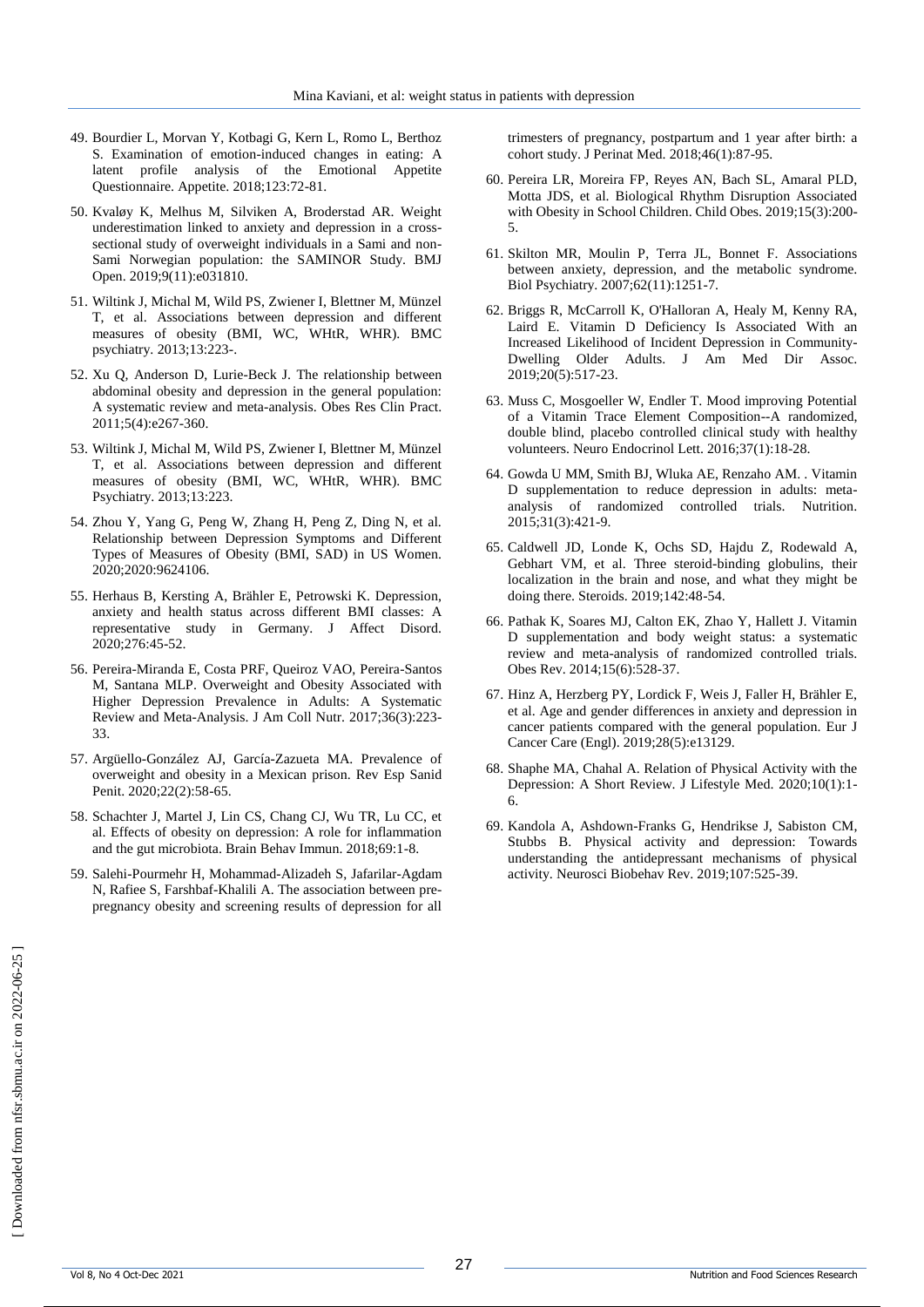49. Bourdier L, Morvan Y, Kotbagi G, Kern L, Romo L, Berthoz S. Examination of emotion-induced changes in eating: A latent profile analysis of the Emotional Appetite Questionnaire. Appetite. 2018;123:72-81.

50. Kvaløy K, Melhus M, Silviken A, Broderstad AR. Weight underestimation linked to anxiety and depression in a cross-sectional study of overweight individuals in a Sami and non-Sami Norwegian population: the SAMINOR Study. BMJ Open. 2019;9(11):e031810.

51. Wiltink J, Michal M, Wild PS, Zwiener I, Blettner M, Münzel T, et al. Associations between depression and different measures of obesity (BMI, WC, WHtR, WHR). BMC psychiatry. 2013;13:223-.

52. Xu Q, Anderson D, Lurie-Beck J. The relationship between abdominal obesity and depression in the general population: A systematic review and meta-analysis. Obes Res Clin Pract. 2011;5(4):e267-360.

53. Wiltink J, Michal M, Wild PS, Zwiener I, Blettner M, Münzel T, et al. Associations between depression and different measures of obesity (BMI, WC, WHtR, WHR). BMC Psychiatry. 2013;13:223.

54. Zhou Y, Yang G, Peng W, Zhang H, Peng Z, Ding N, et al. Relationship between Depression Symptoms and Different Types of Measures of Obesity (BMI, SAD) in US Women. 2020;2020:9624106.

55. Herhaus B, Kersting A, Brähler E, Petrowski K. Depression, anxiety and health status across different BMI classes: A representative study in Germany. J Affect Disord. 2020;276:45-52.

56. Pereira-Miranda E, Costa PRF, Queiroz VAO, Pereira-Santos M, Santana MLP. Overweight and Obesity Associated with Higher Depression Prevalence in Adults: A Systematic Review and Meta-Analysis. J Am Coll Nutr. 2017;36(3):223-33.

57. Argüello-González AJ, García-Zazueta MA. Prevalence of overweight and obesity in a Mexican prison. Rev Esp Sanid Penit. 2020;22(2):58-65.

58. Schachter J, Martel J, Lin CS, Chang CJ, Wu TR, Lu CC, et al. Effects of obesity on depression: A role for inflammation and the gut microbiota. Brain Behav Immun. 2018;69:1-8.

59. Salehi-Pourmehr H, Mohammad-Alizadeh S, Jafarilar-Agdam N, Rafiee S, Farshbaf-Khalili A. The association between pre-pregnancy obesity and screening results of depression for all trimesters of pregnancy, postpartum and 1 year after birth: a cohort study. J Perinat Med. 2018;46(1):87-95.

60. Pereira LR, Moreira FP, Reyes AN, Bach SL, Amaral PLD, Motta JDS, et al. Biological Rhythm Disruption Associated with Obesity in School Children. Child Obes. 2019;15(3):200-5.

61. Skilton MR, Moulin P, Terra JL, Bonnet F. Associations between anxiety, depression, and the metabolic syndrome. Biol Psychiatry. 2007;62(11):1251-7.

62. Briggs R, McCarroll K, O'Halloran A, Healy M, Kenny RA, Laird E. Vitamin D Deficiency Is Associated With an Increased Likelihood of Incident Depression in Community-Dwelling Older Adults. J Am Med Dir Assoc. 2019;20(5):517-23.

63. Muss C, Mosgoeller W, Endler T. Mood improving Potential of a Vitamin Trace Element Composition--A randomized, double blind, placebo controlled clinical study with healthy volunteers. Neuro Endocrinol Lett. 2016;37(1):18-28.

64. Gowda U MM, Smith BJ, Wluka AE, Renzaho AM. . Vitamin D supplementation to reduce depression in adults: meta-analysis of randomized controlled trials. Nutrition. 2015;31(3):421-9.

65. Caldwell JD, Londe K, Ochs SD, Hajdu Z, Rodewald A, Gebhart VM, et al. Three steroid-binding globulins, their localization in the brain and nose, and what they might be doing there. Steroids. 2019;142:48-54.

66. Pathak K, Soares MJ, Calton EK, Zhao Y, Hallett J. Vitamin D supplementation and body weight status: a systematic review and meta-analysis of randomized controlled trials. Obes Rev. 2014;15(6):528-37.

67. Hinz A, Herzberg PY, Lordick F, Weis J, Faller H, Brähler E, et al. Age and gender differences in anxiety and depression in cancer patients compared with the general population. Eur J Cancer Care (Engl). 2019;28(5):e13129.

68. Shaphe MA, Chahal A. Relation of Physical Activity with the Depression: A Short Review. J Lifestyle Med. 2020;10(1):1-6.

69. Kandola A, Ashdown-Franks G, Hendrikse J, Sabiston CM, Stubbs B. Physical activity and depression: Towards understanding the antidepressant mechanisms of physical activity. Neurosci Biobehav Rev. 2019;107:525-39.